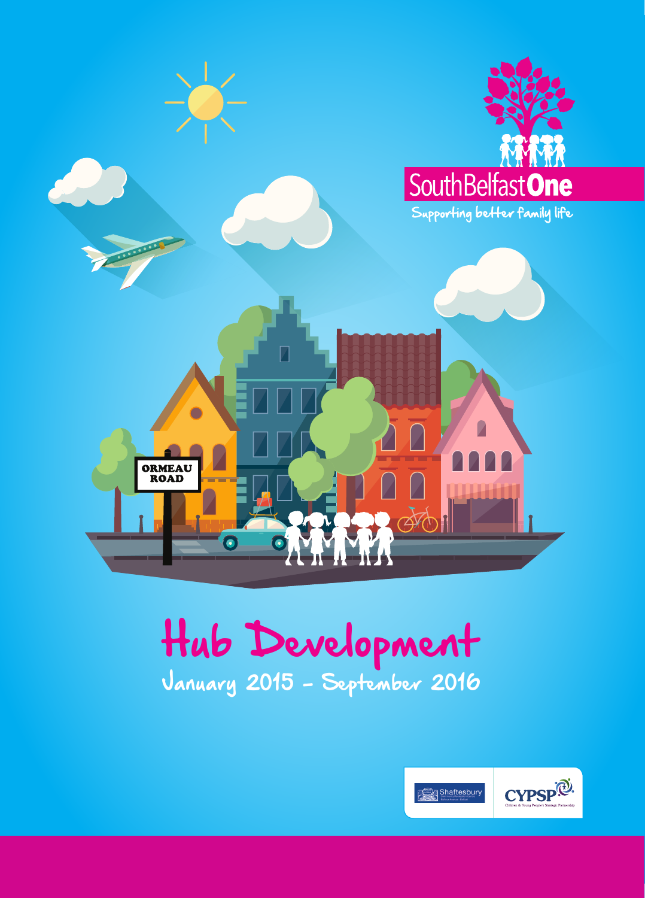SouthBelfastOne

Supporting better family life

# Hub Development

## January 2015 - September 2016

Shaftesbury

CYPSP

Children & Young People's Strategic Partnership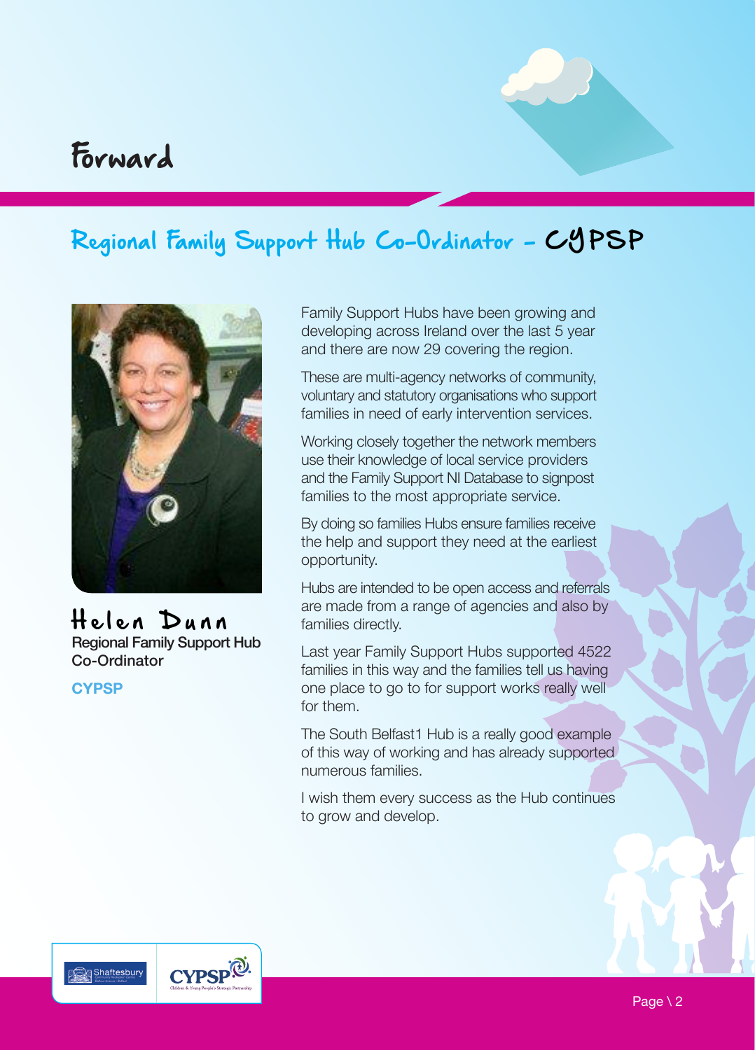# Forward

## Regional Family Support Hub Co-Ordinator - CYPSP

**Helen Dunn**
Regional Family Support Hub Co-Ordinator

**CYPSP**

Family Support Hubs have been growing and developing across Ireland over the last 5 year and there are now 29 covering the region.

These are multi-agency networks of community, voluntary and statutory organisations who support families in need of early intervention services.

Working closely together the network members use their knowledge of local service providers and the Family Support NI Database to signpost families to the most appropriate service.

By doing so families Hubs ensure families receive the help and support they need at the earliest opportunity.

Hubs are intended to be open access and referrals are made from a range of agencies and also by families directly.

Last year Family Support Hubs supported 4522 families in this way and the families tell us having one place to go to for support works really well for them.

The South Belfast1 Hub is a really good example of this way of working and has already supported numerous families.

I wish them every success as the Hub continues to grow and develop.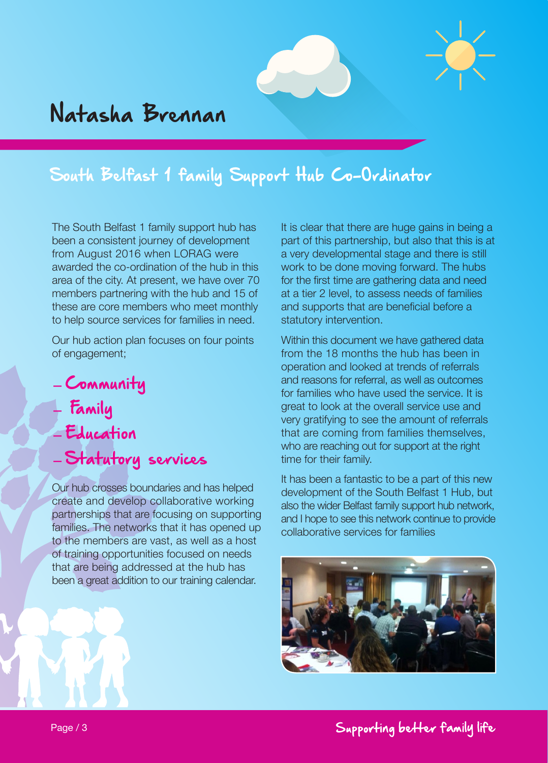# Natasha Brennan

## South Belfast 1 family Support Hub Co-Ordinator

The South Belfast 1 family support hub has been a consistent journey of development from August 2016 when LORAG were awarded the co-ordination of the hub in this area of the city. At present, we have over 70 members partnering with the hub and 15 of these are core members who meet monthly to help source services for families in need.

Our hub action plan focuses on four points of engagement;

- Community
- Family
- Education
- Statutory services

Our hub crosses boundaries and has helped create and develop collaborative working partnerships that are focusing on supporting families. The networks that it has opened up to the members are vast, as well as a host of training opportunities focused on needs that are being addressed at the hub has been a great addition to our training calendar.

It is clear that there are huge gains in being a part of this partnership, but also that this is at a very developmental stage and there is still work to be done moving forward. The hubs for the first time are gathering data and need at a tier 2 level, to assess needs of families and supports that are beneficial before a statutory intervention.

Within this document we have gathered data from the 18 months the hub has been in operation and looked at trends of referrals and reasons for referral, as well as outcomes for families who have used the service. It is great to look at the overall service use and very gratifying to see the amount of referrals that are coming from families themselves, who are reaching out for support at the right time for their family.

It has been a fantastic to be a part of this new development of the South Belfast 1 Hub, but also the wider Belfast family support hub network, and I hope to see this network continue to provide collaborative services for families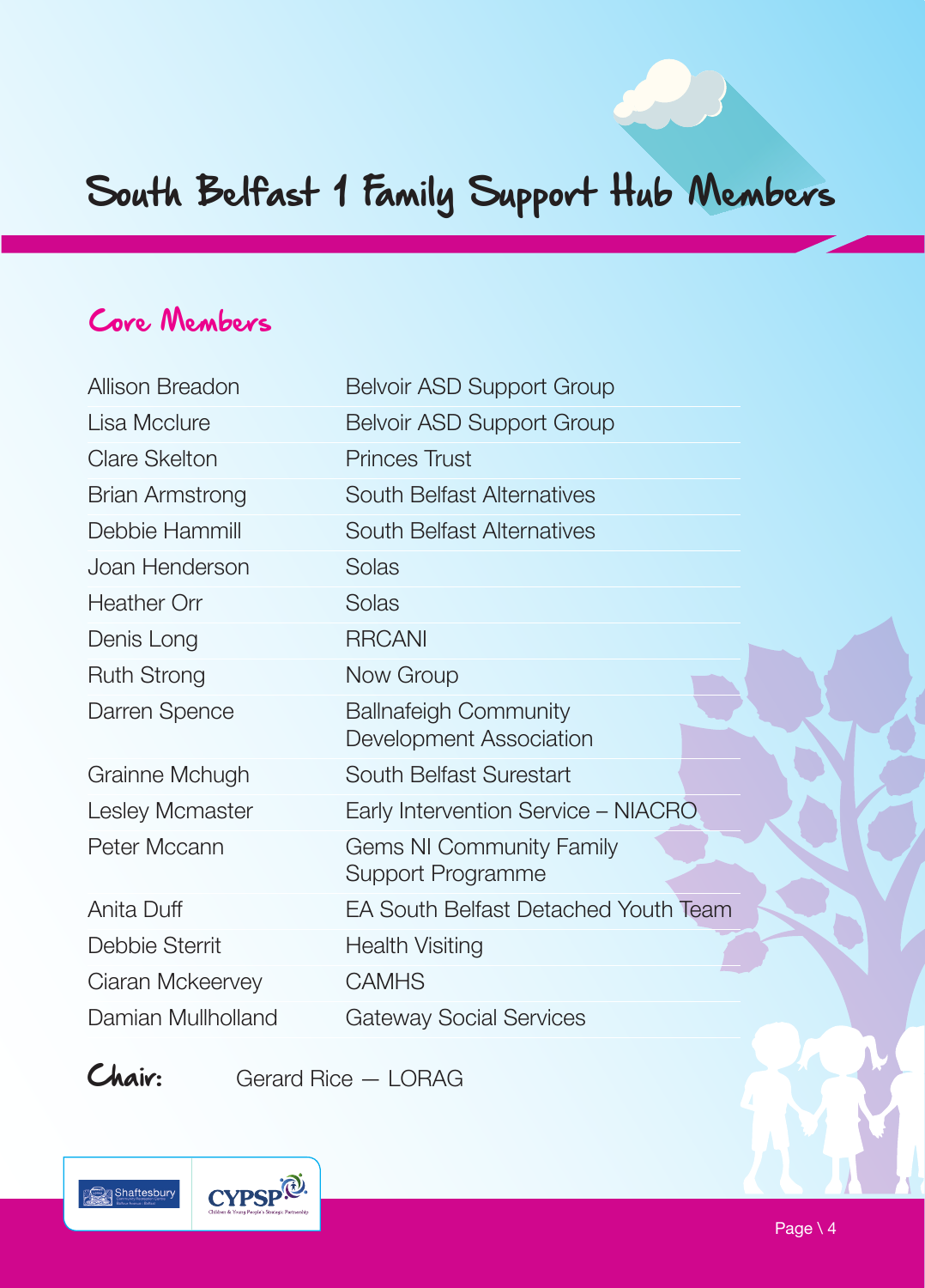# South Belfast 1 Family Support Hub Members

## Core Members

| | |
|---|---|
| Allison Breadon | Belvoir ASD Support Group |
| Lisa Mcclure | Belvoir ASD Support Group |
| Clare Skelton | Princes Trust |
| Brian Armstrong | South Belfast Alternatives |
| Debbie Hammill | South Belfast Alternatives |
| Joan Henderson | Solas |
| Heather Orr | Solas |
| Denis Long | RRCANI |
| Ruth Strong | Now Group |
| Darren Spence | Ballnafeigh Community Development Association |
| Grainne Mchugh | South Belfast Surestart |
| Lesley Mcmaster | Early Intervention Service – NIACRO |
| Peter Mccann | Gems NI Community Family Support Programme |
| Anita Duff | EA South Belfast Detached Youth Team |
| Debbie Sterrit | Health Visiting |
| Ciaran Mckeervey | CAMHS |
| Damian Mullholland | Gateway Social Services |

**Chair:** Gerard Rice — LORAG

Shaftesbury

CYPSP Children & Young People's Strategic Partnership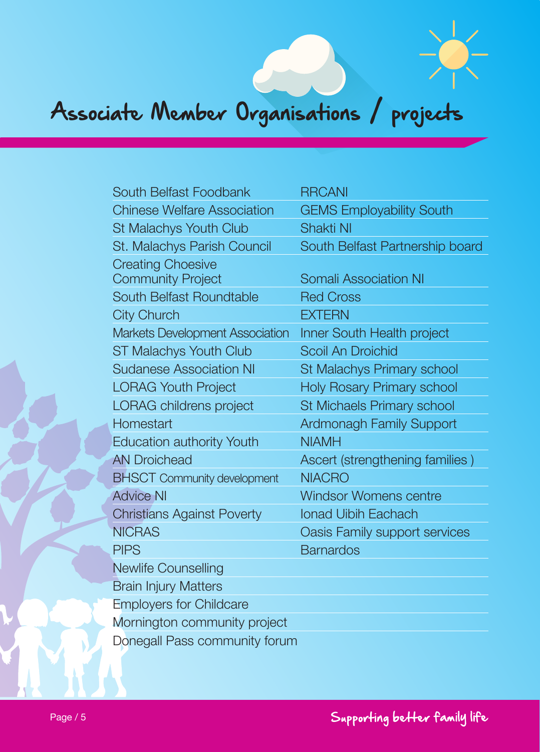# Associate Member Organisations / projects

| | |
|---|---|
| South Belfast Foodbank | RRCANI |
| Chinese Welfare Association | GEMS Employability South |
| St Malachys Youth Club | Shakti NI |
| St. Malachys Parish Council | South Belfast Partnership board |
| Creating Choesive Community Project | Somali Association NI |
| South Belfast Roundtable | Red Cross |
| City Church | EXTERN |
| Markets Development Association | Inner South Health project |
| ST Malachys Youth Club | Scoil An Droichid |
| Sudanese Association NI | St Malachys Primary school |
| LORAG Youth Project | Holy Rosary Primary school |
| LORAG childrens project | St Michaels Primary school |
| Homestart | Ardmonagh Family Support |
| Education authority Youth | NIAMH |
| AN Droichead | Ascert (strengthening families ) |
| BHSCT Community development | NIACRO |
| Advice NI | Windsor Womens centre |
| Christians Against Poverty | Ionad Uibh Eachach |
| NICRAS | Oasis Family support services |
| PIPS | Barnardos |
| Newlife Counselling | |
| Brain Injury Matters | |
| Employers for Childcare | |
| Mornington community project | |
| Donegall Pass community forum | |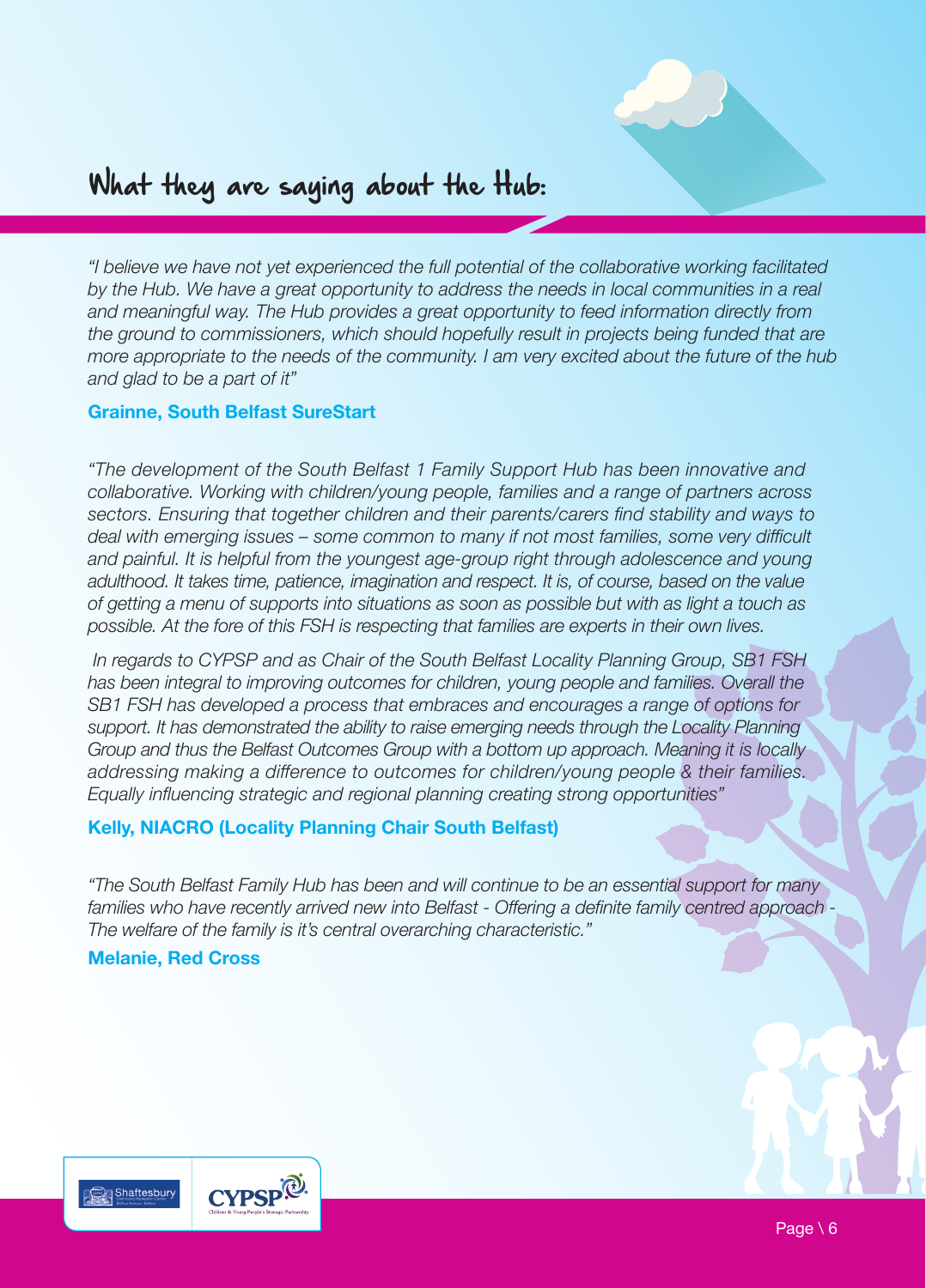# What they are saying about the Hub:

*"I believe we have not yet experienced the full potential of the collaborative working facilitated by the Hub. We have a great opportunity to address the needs in local communities in a real and meaningful way. The Hub provides a great opportunity to feed information directly from the ground to commissioners, which should hopefully result in projects being funded that are more appropriate to the needs of the community. I am very excited about the future of the hub and glad to be a part of it"*

**Grainne, South Belfast SureStart**

*"The development of the South Belfast 1 Family Support Hub has been innovative and collaborative. Working with children/young people, families and a range of partners across sectors. Ensuring that together children and their parents/carers find stability and ways to deal with emerging issues – some common to many if not most families, some very difficult and painful. It is helpful from the youngest age-group right through adolescence and young adulthood. It takes time, patience, imagination and respect. It is, of course, based on the value of getting a menu of supports into situations as soon as possible but with as light a touch as possible. At the fore of this FSH is respecting that families are experts in their own lives.*

*In regards to CYPSP and as Chair of the South Belfast Locality Planning Group, SB1 FSH has been integral to improving outcomes for children, young people and families. Overall the SB1 FSH has developed a process that embraces and encourages a range of options for support. It has demonstrated the ability to raise emerging needs through the Locality Planning Group and thus the Belfast Outcomes Group with a bottom up approach. Meaning it is locally addressing making a difference to outcomes for children/young people & their families. Equally influencing strategic and regional planning creating strong opportunities"*

**Kelly, NIACRO (Locality Planning Chair South Belfast)**

*"The South Belfast Family Hub has been and will continue to be an essential support for many families who have recently arrived new into Belfast - Offering a definite family centred approach - The welfare of the family is it's central overarching characteristic."*

**Melanie, Red Cross**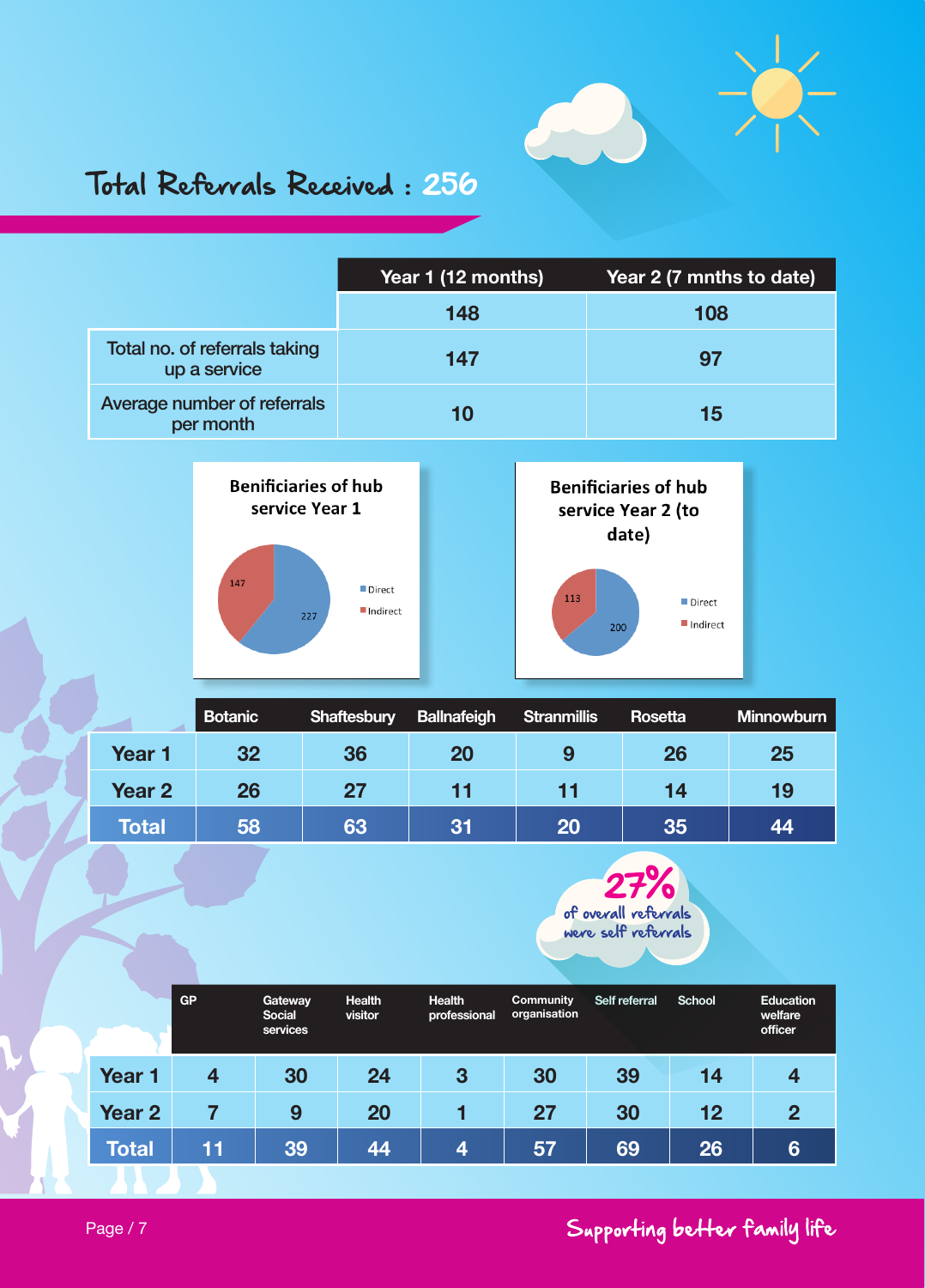# Total Referrals Received : 256

| | Year 1 (12 months) | Year 2 (7 mnths to date) |
|---|---|---|
| | 148 | 108 |
| Total no. of referrals taking up a service | 147 | 97 |
| Average number of referrals per month | 10 | 15 |

**Benificiaries of hub service Year 1**

- Direct: 227
- Indirect: 147

**Benificiaries of hub service Year 2 (to date)**

- Direct: 200
- Indirect: 113

| | Botanic | Shaftesbury | Ballnafeigh | Stranmillis | Rosetta | Minnowburn |
|---|---|---|---|---|---|---|
| Year 1 | 32 | 36 | 20 | 9 | 26 | 25 |
| Year 2 | 26 | 27 | 11 | 11 | 14 | 19 |
| **Total** | **58** | **63** | **31** | **20** | **35** | **44** |

**27%** of overall referrals were self referrals

| | GP | Gateway Social services | Health visitor | Health professional | Community organisation | Self referral | School | Education welfare officer |
|---|---|---|---|---|---|---|---|---|
| Year 1 | 4 | 30 | 24 | 3 | 30 | 39 | 14 | 4 |
| Year 2 | 7 | 9 | 20 | 1 | 27 | 30 | 12 | 2 |
| **Total** | **11** | **39** | **44** | **4** | **57** | **69** | **26** | **6** |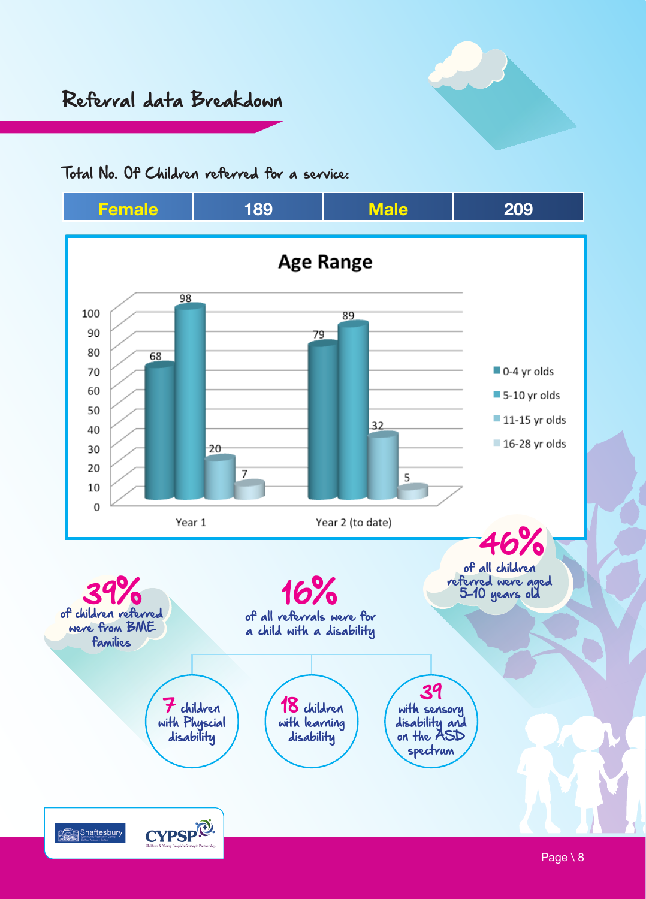# Referral data Breakdown

Total No. Of Children referred for a service:

| Female | 189 | Male | 209 |
|---|---|---|---|

**Age Range**

| | 0-4 yr olds | 5-10 yr olds | 11-15 yr olds | 16-28 yr olds |
|---|---|---|---|---|
| Year 1 | 68 | 98 | 20 | 7 |
| Year 2 (to date) | 79 | 89 | 32 | 5 |

**46%** of all children referred were aged 5-10 years old

**39%** of children referred were from BME families

**16%** of all referrals were for a child with a disability

- **7** children with Physcial disability
- **18** children with learning disability
- **39** with sensory disability and on the ASD spectrum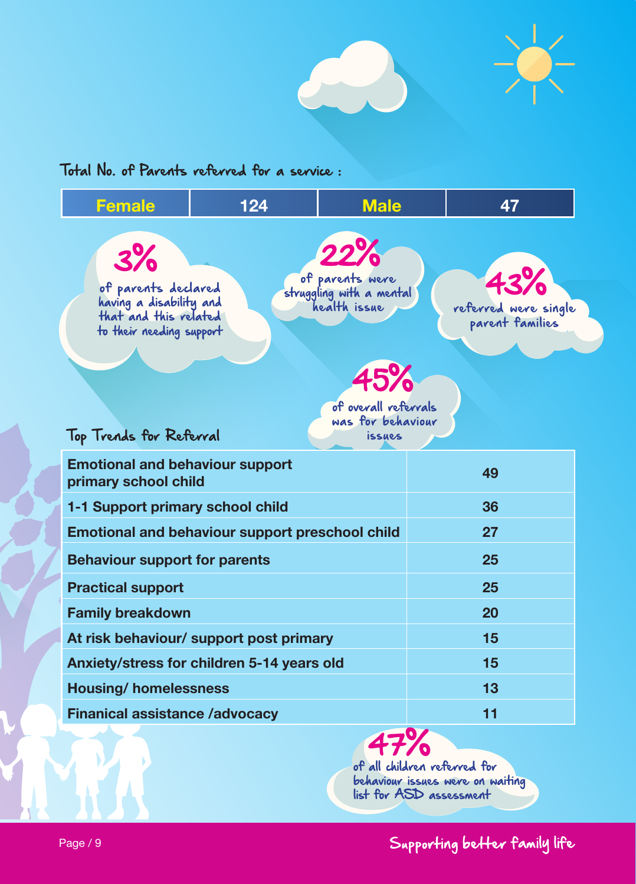## Total No. of Parents referred for a service :

| Female | 124 | Male | 47 |
| --- | --- | --- | --- |

**3%** of parents declared having a disability and that and this related to their needing support

**22%** of parents were struggling with a mental health issue

**43%** referred were single parent families

**45%** of overall referrals was for behaviour issues

## Top Trends for Referral

| Trend | Number |
| --- | --- |
| Emotional and behaviour support primary school child | 49 |
| 1-1 Support primary school child | 36 |
| Emotional and behaviour support preschool child | 27 |
| Behaviour support for parents | 25 |
| Practical support | 25 |
| Family breakdown | 20 |
| At risk behaviour/ support post primary | 15 |
| Anxiety/stress for children 5-14 years old | 15 |
| Housing/ homelessness | 13 |
| Finanical assistance /advocacy | 11 |

**47%** of all children referred for behaviour issues were on waiting list for ASD assessment

Supporting better family life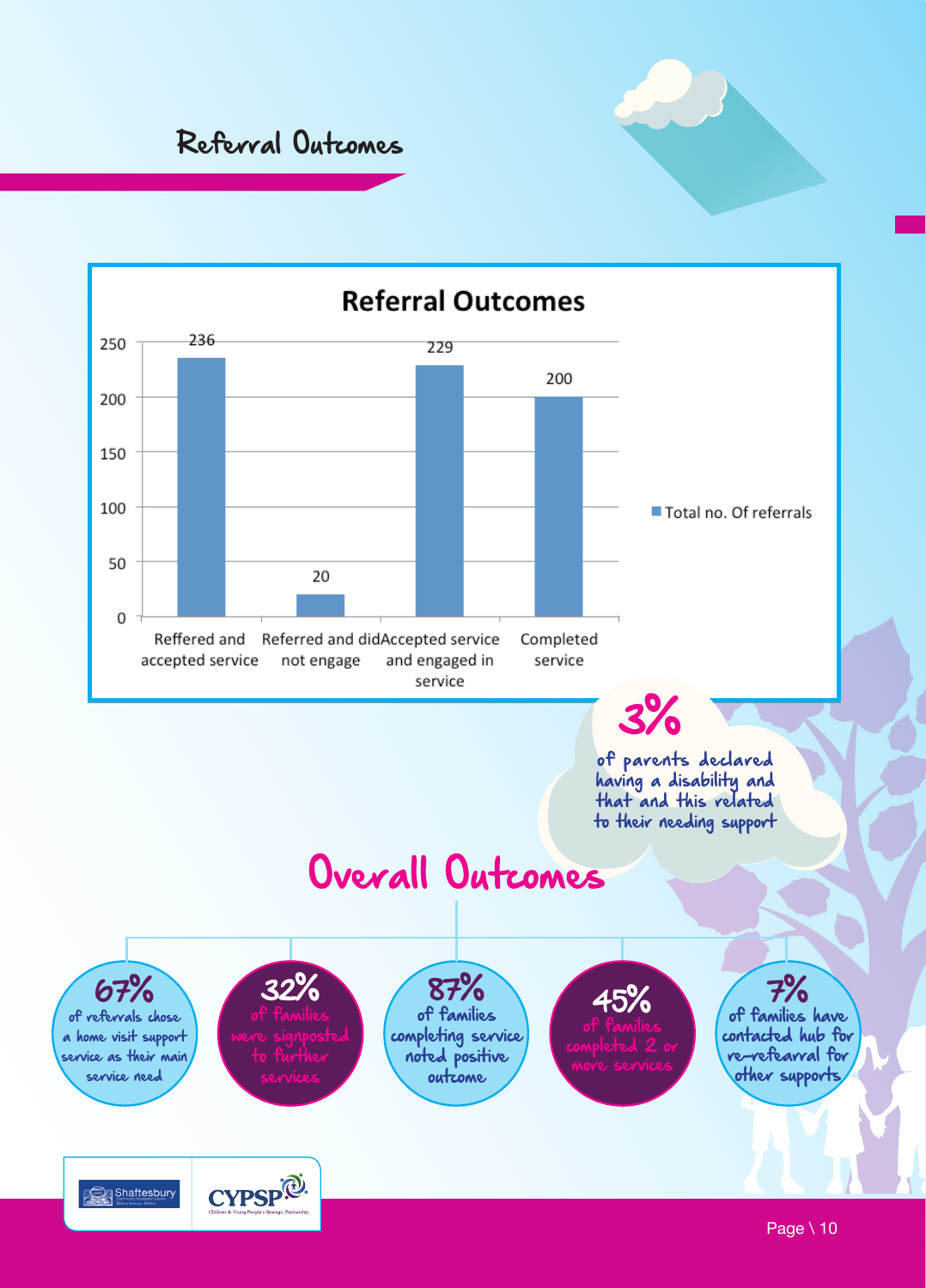# Referral Outcomes

**Referral Outcomes**

| | Total no. Of referrals |
|---|---|
| Reffered and accepted service | 236 |
| Referred and did not engage | 20 |
| Accepted service and engaged in service | 229 |
| Completed service | 200 |

**3%** of parents declared having a disability and that and this related to their needing support

## Overall Outcomes

- **67%** of referrals chose a home visit support service as their main service need
- **32%** of families were signposted to further services
- **87%** of families completing service noted positive outcome
- **45%** of families completed 2 or more services
- **7%** of families have contacted hub for re-refearral for other supports

Shaftesbury

CYPSP Children & Young People's Strategic Partnership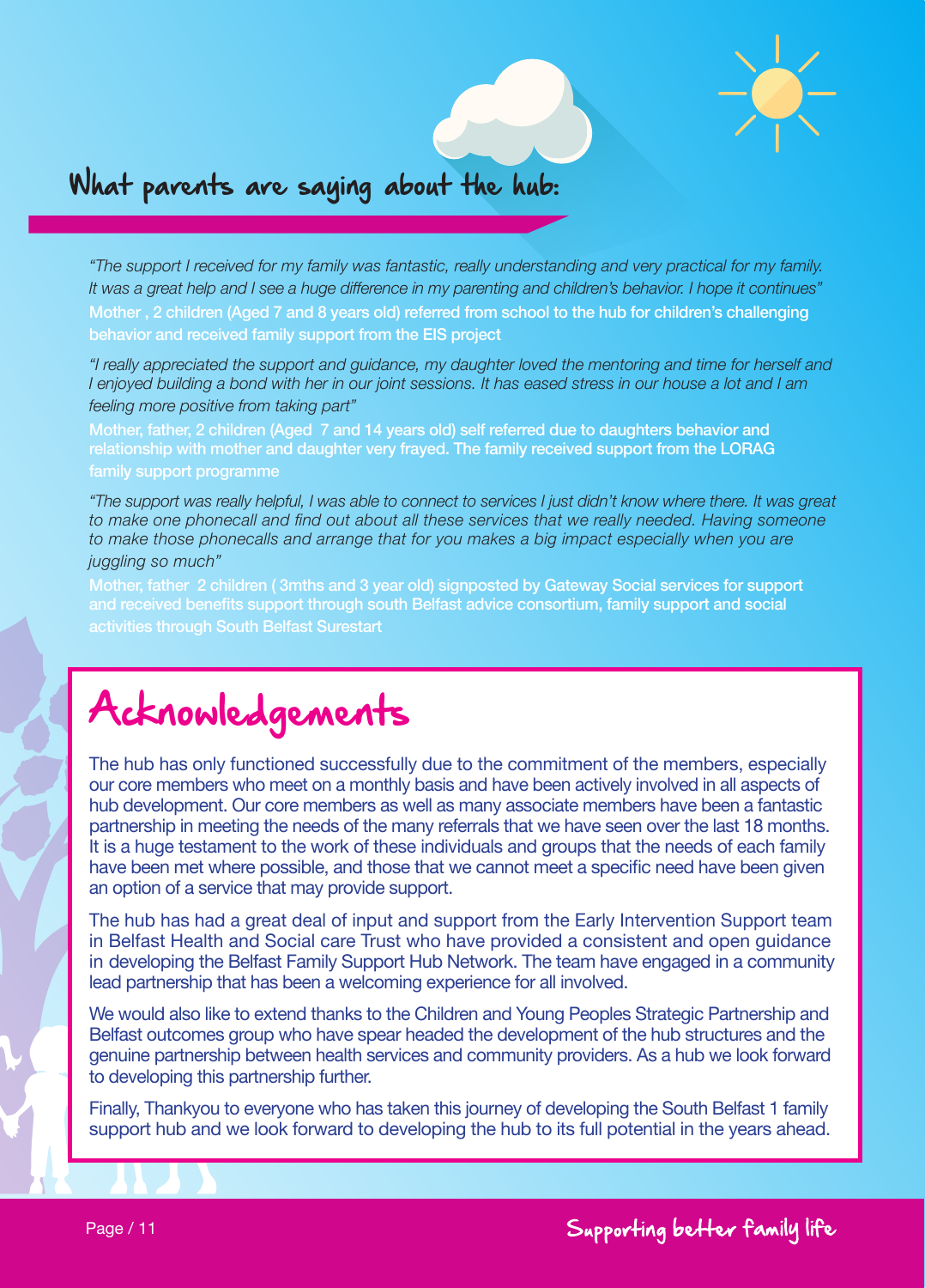## What parents are saying about the hub:

*"The support I received for my family was fantastic, really understanding and very practical for my family. It was a great help and I see a huge difference in my parenting and children's behavior. I hope it continues"*

Mother , 2 children (Aged 7 and 8 years old) referred from school to the hub for children's challenging behavior and received family support from the EIS project

*"I really appreciated the support and guidance, my daughter loved the mentoring and time for herself and I enjoyed building a bond with her in our joint sessions. It has eased stress in our house a lot and I am feeling more positive from taking part"*

Mother, father, 2 children (Aged 7 and 14 years old) self referred due to daughters behavior and relationship with mother and daughter very frayed. The family received support from the LORAG family support programme

*"The support was really helpful, I was able to connect to services I just didn't know where there. It was great to make one phonecall and find out about all these services that we really needed. Having someone to make those phonecalls and arrange that for you makes a big impact especially when you are juggling so much"*

Mother, father 2 children ( 3mths and 3 year old) signposted by Gateway Social services for support and received benefits support through south Belfast advice consortium, family support and social activities through South Belfast Surestart

# Acknowledgements

The hub has only functioned successfully due to the commitment of the members, especially our core members who meet on a monthly basis and have been actively involved in all aspects of hub development. Our core members as well as many associate members have been a fantastic partnership in meeting the needs of the many referrals that we have seen over the last 18 months. It is a huge testament to the work of these individuals and groups that the needs of each family have been met where possible, and those that we cannot meet a specific need have been given an option of a service that may provide support.

The hub has had a great deal of input and support from the Early Intervention Support team in Belfast Health and Social care Trust who have provided a consistent and open guidance in developing the Belfast Family Support Hub Network. The team have engaged in a community lead partnership that has been a welcoming experience for all involved.

We would also like to extend thanks to the Children and Young Peoples Strategic Partnership and Belfast outcomes group who have spear headed the development of the hub structures and the genuine partnership between health services and community providers. As a hub we look forward to developing this partnership further.

Finally, Thankyou to everyone who has taken this journey of developing the South Belfast 1 family support hub and we look forward to developing the hub to its full potential in the years ahead.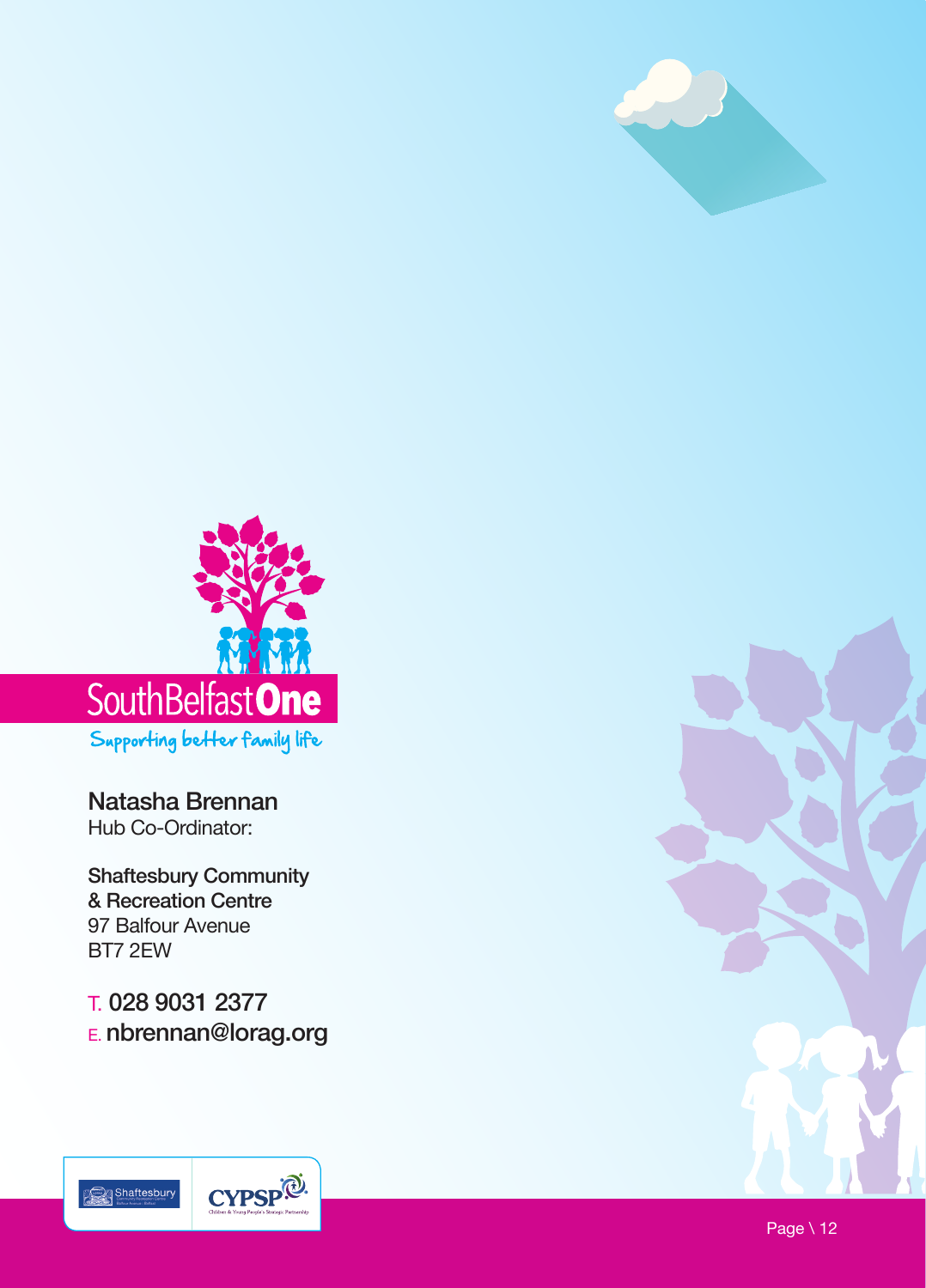SouthBelfastOne

Supporting better family life

**Natasha Brennan**
Hub Co-Ordinator:

**Shaftesbury Community & Recreation Centre**
97 Balfour Avenue
BT7 2EW

T. **028 9031 2377**
E. **nbrennan@lorag.org**

Shaftesbury

CYPSP
Children & Young People's Strategic Partnership